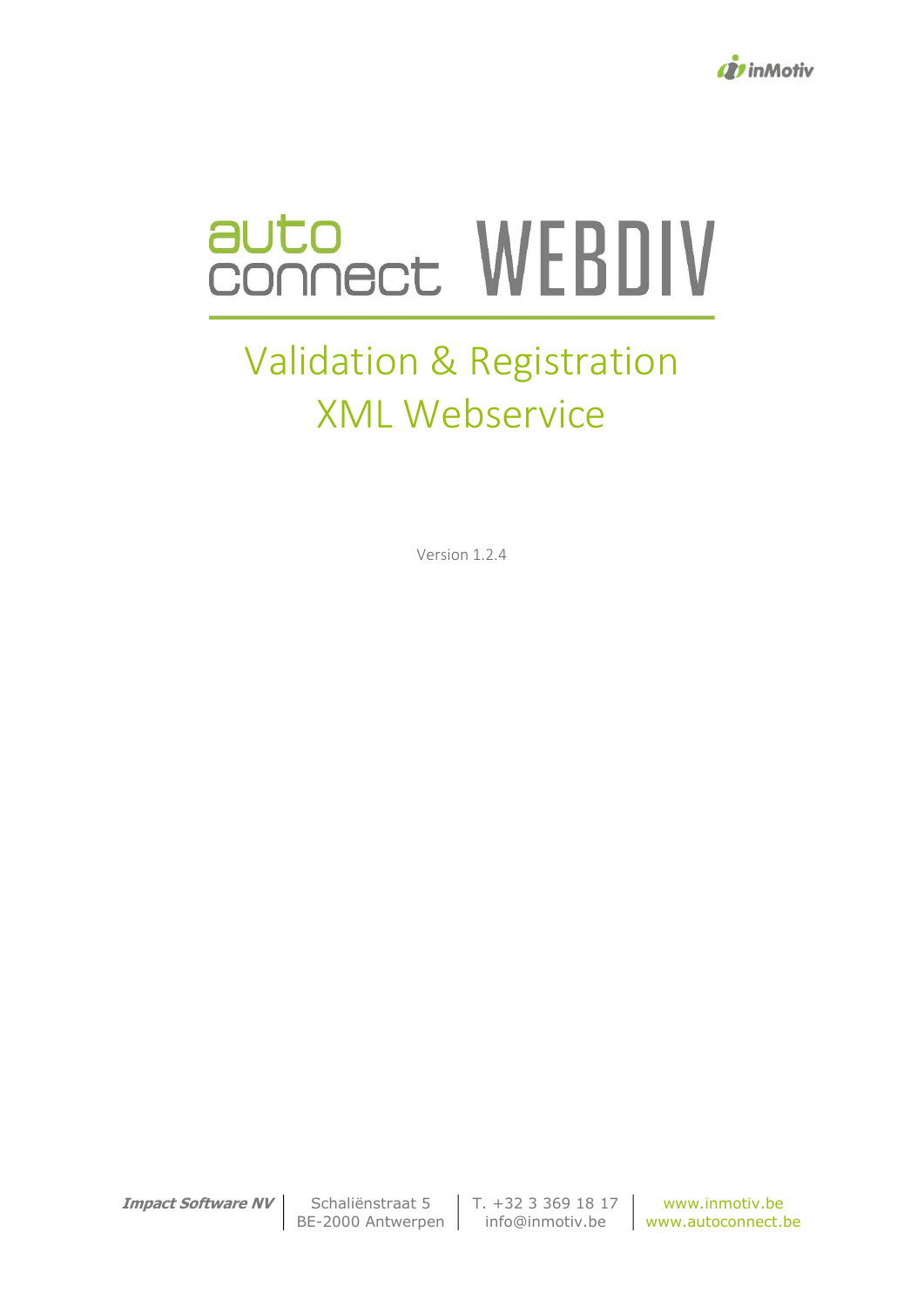inMotiv

# auto connect WEBDIV

## Validation & Registration XML Webservice

Version 1.2.4

**Impact Software NV** | Schaliënstraat 5 BE-2000 Antwerpen | T. +32 3 369 18 17 info@inmotiv.be | www.inmotiv.be www.autoconnect.be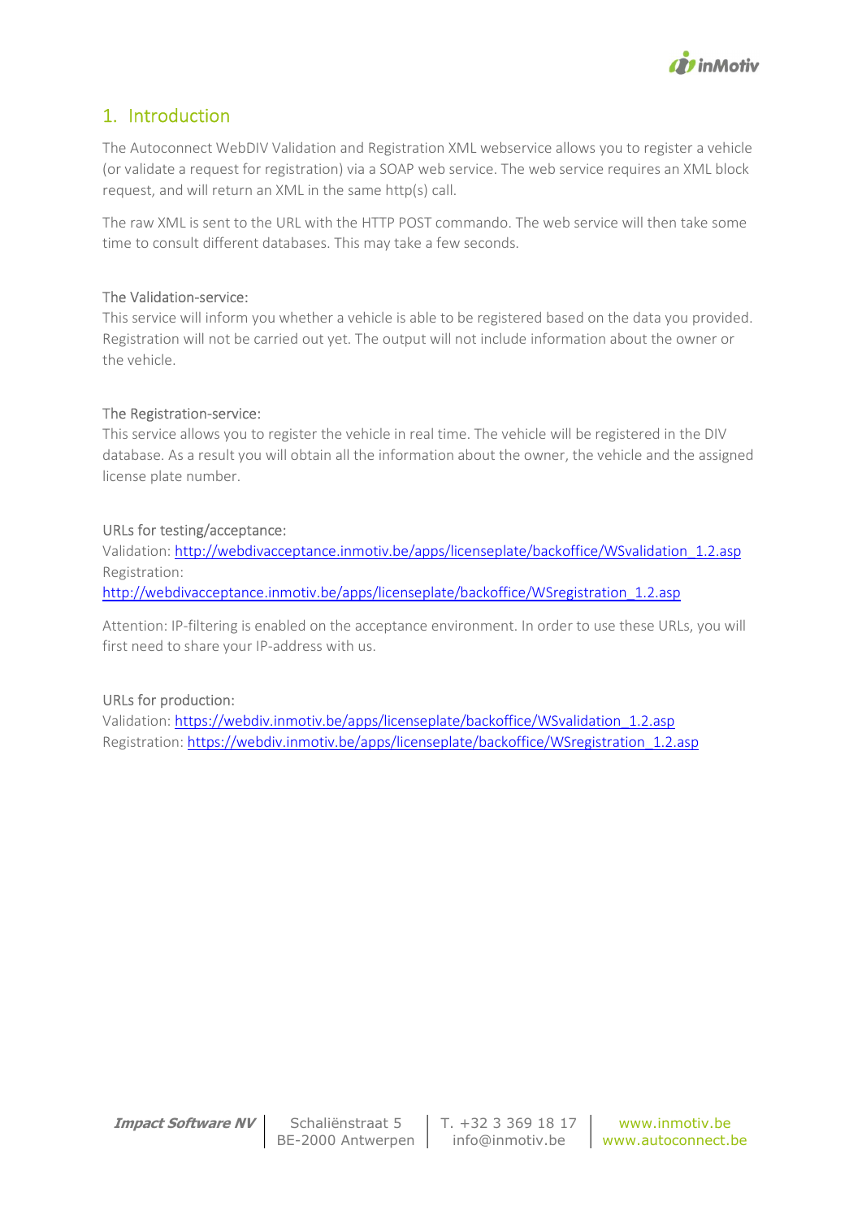# 1. Introduction

The Autoconnect WebDIV Validation and Registration XML webservice allows you to register a vehicle (or validate a request for registration) via a SOAP web service. The web service requires an XML block request, and will return an XML in the same http(s) call.

The raw XML is sent to the URL with the HTTP POST commando. The web service will then take some time to consult different databases. This may take a few seconds.

The Validation-service:
This service will inform you whether a vehicle is able to be registered based on the data you provided. Registration will not be carried out yet. The output will not include information about the owner or the vehicle.

The Registration-service:
This service allows you to register the vehicle in real time. The vehicle will be registered in the DIV database. As a result you will obtain all the information about the owner, the vehicle and the assigned license plate number.

URLs for testing/acceptance:
Validation: http://webdivacceptance.inmotiv.be/apps/licenseplate/backoffice/WSvalidation_1.2.asp
Registration:
http://webdivacceptance.inmotiv.be/apps/licenseplate/backoffice/WSregistration_1.2.asp

Attention: IP-filtering is enabled on the acceptance environment. In order to use these URLs, you will first need to share your IP-address with us.

URLs for production:
Validation: https://webdiv.inmotiv.be/apps/licenseplate/backoffice/WSvalidation_1.2.asp
Registration: https://webdiv.inmotiv.be/apps/licenseplate/backoffice/WSregistration_1.2.asp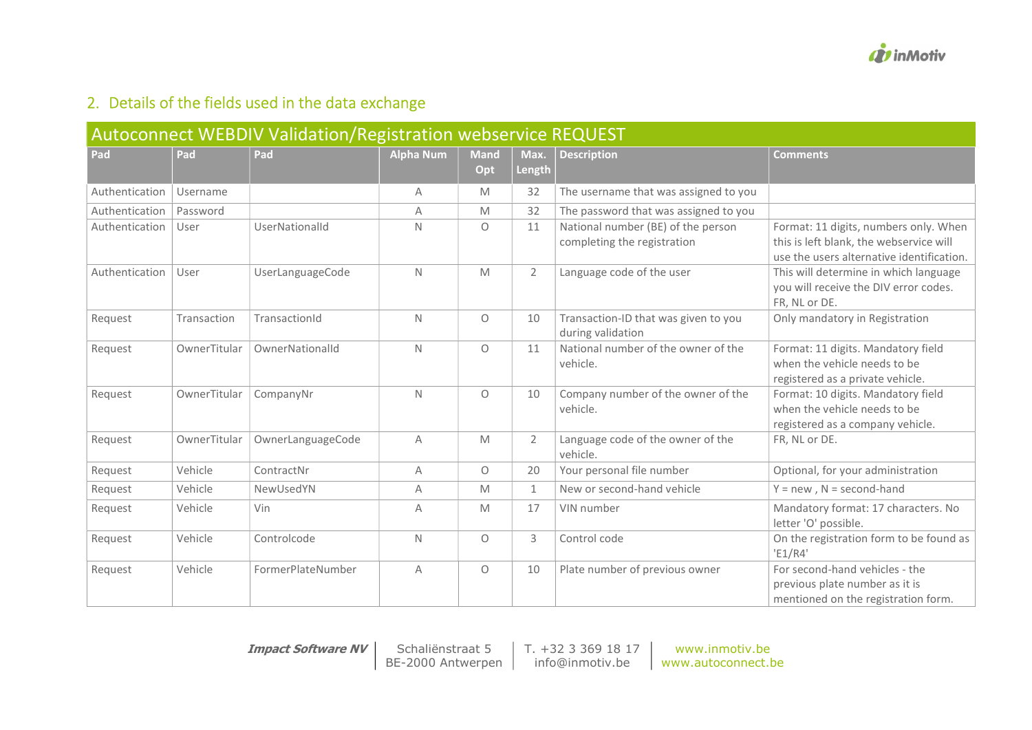## 2. Details of the fields used in the data exchange

### Autoconnect WEBDIV Validation/Registration webservice REQUEST

| Pad | Pad | Pad | Alpha Num | Mand Opt | Max. Length | Description | Comments |
|---|---|---|---|---|---|---|---|
| Authentication | Username | | A | M | 32 | The username that was assigned to you | |
| Authentication | Password | | A | M | 32 | The password that was assigned to you | |
| Authentication | User | UserNationalId | N | O | 11 | National number (BE) of the person completing the registration | Format: 11 digits, numbers only. When this is left blank, the webservice will use the users alternative identification. |
| Authentication | User | UserLanguageCode | N | M | 2 | Language code of the user | This will determine in which language you will receive the DIV error codes. FR, NL or DE. |
| Request | Transaction | TransactionId | N | O | 10 | Transaction-ID that was given to you during validation | Only mandatory in Registration |
| Request | OwnerTitular | OwnerNationalId | N | O | 11 | National number of the owner of the vehicle. | Format: 11 digits. Mandatory field when the vehicle needs to be registered as a private vehicle. |
| Request | OwnerTitular | CompanyNr | N | O | 10 | Company number of the owner of the vehicle. | Format: 10 digits. Mandatory field when the vehicle needs to be registered as a company vehicle. |
| Request | OwnerTitular | OwnerLanguageCode | A | M | 2 | Language code of the owner of the vehicle. | FR, NL or DE. |
| Request | Vehicle | ContractNr | A | O | 20 | Your personal file number | Optional, for your administration |
| Request | Vehicle | NewUsedYN | A | M | 1 | New or second-hand vehicle | Y = new , N = second-hand |
| Request | Vehicle | Vin | A | M | 17 | VIN number | Mandatory format: 17 characters. No letter 'O' possible. |
| Request | Vehicle | Controlcode | N | O | 3 | Control code | On the registration form to be found as 'E1/R4' |
| Request | Vehicle | FormerPlateNumber | A | O | 10 | Plate number of previous owner | For second-hand vehicles - the previous plate number as it is mentioned on the registration form. |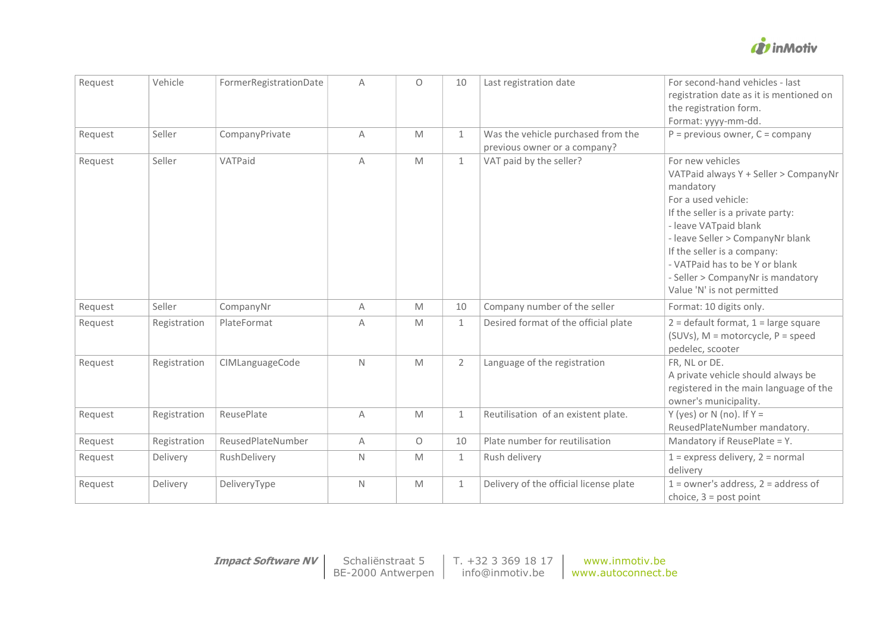| Request | Vehicle | FormerRegistrationDate | A | O | 10 | Last registration date | For second-hand vehicles - last registration date as it is mentioned on the registration form.<br>Format: yyyy-mm-dd. |
|---|---|---|---|---|---|---|---|
| Request | Seller | CompanyPrivate | A | M | 1 | Was the vehicle purchased from the previous owner or a company? | P = previous owner, C = company |
| Request | Seller | VATPaid | A | M | 1 | VAT paid by the seller? | For new vehicles<br>VATPaid always Y + Seller > CompanyNr mandatory<br>For a used vehicle:<br>If the seller is a private party:<br>- leave VATpaid blank<br>- leave Seller > CompanyNr blank<br>If the seller is a company:<br>- VATPaid has to be Y or blank<br>- Seller > CompanyNr is mandatory<br>Value 'N' is not permitted |
| Request | Seller | CompanyNr | A | M | 10 | Company number of the seller | Format: 10 digits only. |
| Request | Registration | PlateFormat | A | M | 1 | Desired format of the official plate | 2 = default format, 1 = large square (SUVs), M = motorcycle, P = speed pedelec, scooter |
| Request | Registration | CIMLanguageCode | N | M | 2 | Language of the registration | FR, NL or DE.<br>A private vehicle should always be registered in the main language of the owner's municipality. |
| Request | Registration | ReusePlate | A | M | 1 | Reutilisation of an existent plate. | Y (yes) or N (no). If Y = ReusedPlateNumber mandatory. |
| Request | Registration | ReusedPlateNumber | A | O | 10 | Plate number for reutilisation | Mandatory if ReusePlate = Y. |
| Request | Delivery | RushDelivery | N | M | 1 | Rush delivery | 1 = express delivery, 2 = normal delivery |
| Request | Delivery | DeliveryType | N | M | 1 | Delivery of the official license plate | 1 = owner's address, 2 = address of choice, 3 = post point |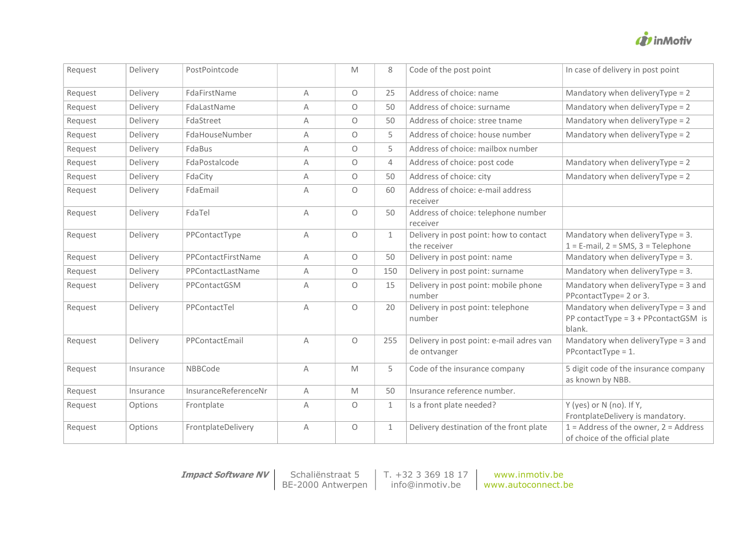| | | | | | | | |
|---|---|---|---|---|---|---|---|
| Request | Delivery | PostPointcode | | M | 8 | Code of the post point | In case of delivery in post point |
| Request | Delivery | FdaFirstName | A | O | 25 | Address of choice: name | Mandatory when deliveryType = 2 |
| Request | Delivery | FdaLastName | A | O | 50 | Address of choice: surname | Mandatory when deliveryType = 2 |
| Request | Delivery | FdaStreet | A | O | 50 | Address of choice: stree tname | Mandatory when deliveryType = 2 |
| Request | Delivery | FdaHouseNumber | A | O | 5 | Address of choice: house number | Mandatory when deliveryType = 2 |
| Request | Delivery | FdaBus | A | O | 5 | Address of choice: mailbox number | |
| Request | Delivery | FdaPostalcode | A | O | 4 | Address of choice: post code | Mandatory when deliveryType = 2 |
| Request | Delivery | FdaCity | A | O | 50 | Address of choice: city | Mandatory when deliveryType = 2 |
| Request | Delivery | FdaEmail | A | O | 60 | Address of choice: e-mail address receiver | |
| Request | Delivery | FdaTel | A | O | 50 | Address of choice: telephone number receiver | |
| Request | Delivery | PPContactType | A | O | 1 | Delivery in post point: how to contact the receiver | Mandatory when deliveryType = 3. 1 = E-mail, 2 = SMS, 3 = Telephone |
| Request | Delivery | PPContactFirstName | A | O | 50 | Delivery in post point: name | Mandatory when deliveryType = 3. |
| Request | Delivery | PPContactLastName | A | O | 150 | Delivery in post point: surname | Mandatory when deliveryType = 3. |
| Request | Delivery | PPContactGSM | A | O | 15 | Delivery in post point: mobile phone number | Mandatory when deliveryType = 3 and PPcontactType= 2 or 3. |
| Request | Delivery | PPContactTel | A | O | 20 | Delivery in post point: telephone number | Mandatory when deliveryType = 3 and PP contactType = 3 + PPcontactGSM is blank. |
| Request | Delivery | PPContactEmail | A | O | 255 | Delivery in post point: e-mail adres van de ontvanger | Mandatory when deliveryType = 3 and PPcontactType = 1. |
| Request | Insurance | NBBCode | A | M | 5 | Code of the insurance company | 5 digit code of the insurance company as known by NBB. |
| Request | Insurance | InsuranceReferenceNr | A | M | 50 | Insurance reference number. | |
| Request | Options | Frontplate | A | O | 1 | Is a front plate needed? | Y (yes) or N (no). If Y, FrontplateDelivery is mandatory. |
| Request | Options | FrontplateDelivery | A | O | 1 | Delivery destination of the front plate | 1 = Address of the owner, 2 = Address of choice of the official plate |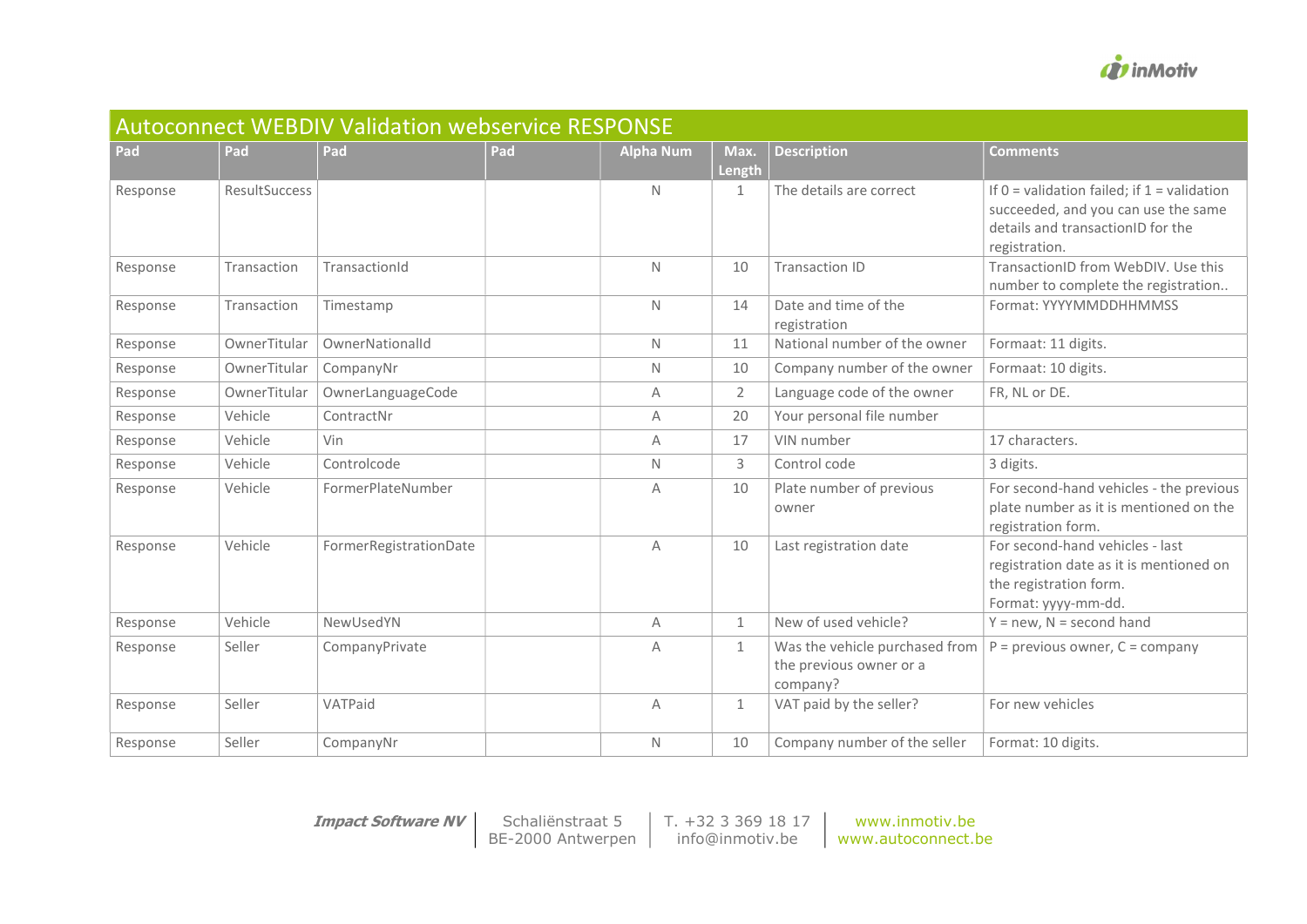## Autoconnect WEBDIV Validation webservice RESPONSE

| Pad | Pad | Pad | Pad | Alpha Num | Max. Length | Description | Comments |
|---|---|---|---|---|---|---|---|
| Response | ResultSuccess | | | N | 1 | The details are correct | If 0 = validation failed; if 1 = validation succeeded, and you can use the same details and transactionID for the registration. |
| Response | Transaction | TransactionId | | N | 10 | Transaction ID | TransactionID from WebDIV. Use this number to complete the registration.. |
| Response | Transaction | Timestamp | | N | 14 | Date and time of the registration | Format: YYYYMMDDHHMMSS |
| Response | OwnerTitular | OwnerNationalId | | N | 11 | National number of the owner | Formaat: 11 digits. |
| Response | OwnerTitular | CompanyNr | | N | 10 | Company number of the owner | Formaat: 10 digits. |
| Response | OwnerTitular | OwnerLanguageCode | | A | 2 | Language code of the owner | FR, NL or DE. |
| Response | Vehicle | ContractNr | | A | 20 | Your personal file number | |
| Response | Vehicle | Vin | | A | 17 | VIN number | 17 characters. |
| Response | Vehicle | Controlcode | | N | 3 | Control code | 3 digits. |
| Response | Vehicle | FormerPlateNumber | | A | 10 | Plate number of previous owner | For second-hand vehicles - the previous plate number as it is mentioned on the registration form. |
| Response | Vehicle | FormerRegistrationDate | | A | 10 | Last registration date | For second-hand vehicles - last registration date as it is mentioned on the registration form. Format: yyyy-mm-dd. |
| Response | Vehicle | NewUsedYN | | A | 1 | New of used vehicle? | Y = new, N = second hand |
| Response | Seller | CompanyPrivate | | A | 1 | Was the vehicle purchased from the previous owner or a company? | P = previous owner, C = company |
| Response | Seller | VATPaid | | A | 1 | VAT paid by the seller? | For new vehicles |
| Response | Seller | CompanyNr | | N | 10 | Company number of the seller | Format: 10 digits. |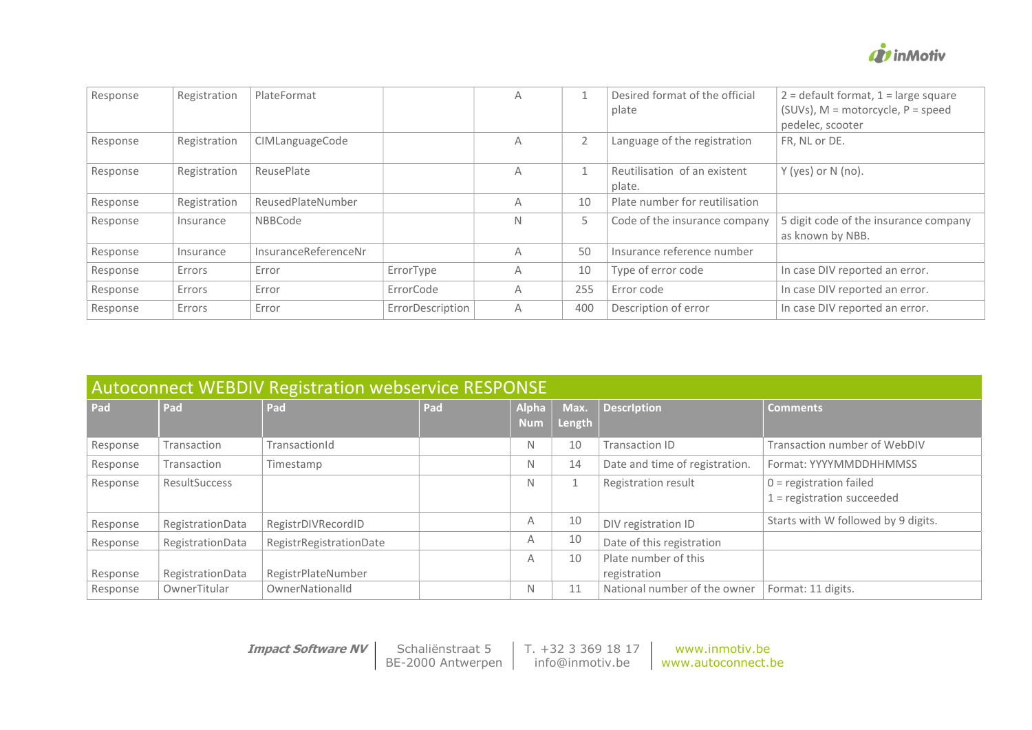| | | | | | | | |
|---|---|---|---|---|---|---|---|
| Response | Registration | PlateFormat | | A | 1 | Desired format of the official plate | 2 = default format, 1 = large square (SUVs), M = motorcycle, P = speed pedelec, scooter |
| Response | Registration | CIMLanguageCode | | A | 2 | Language of the registration | FR, NL or DE. |
| Response | Registration | ReusePlate | | A | 1 | Reutilisation of an existent plate. | Y (yes) or N (no). |
| Response | Registration | ReusedPlateNumber | | A | 10 | Plate number for reutilisation | |
| Response | Insurance | NBBCode | | N | 5 | Code of the insurance company | 5 digit code of the insurance company as known by NBB. |
| Response | Insurance | InsuranceReferenceNr | | A | 50 | Insurance reference number | |
| Response | Errors | Error | ErrorType | A | 10 | Type of error code | In case DIV reported an error. |
| Response | Errors | Error | ErrorCode | A | 255 | Error code | In case DIV reported an error. |
| Response | Errors | Error | ErrorDescription | A | 400 | Description of error | In case DIV reported an error. |

## Autoconnect WEBDIV Registration webservice RESPONSE

| Pad | Pad | Pad | Pad | Alpha Num | Max. Length | Description | Comments |
|---|---|---|---|---|---|---|---|
| Response | Transaction | TransactionId | | N | 10 | Transaction ID | Transaction number of WebDIV |
| Response | Transaction | Timestamp | | N | 14 | Date and time of registration. | Format: YYYYMMDDHHMMSS |
| Response | ResultSuccess | | | N | 1 | Registration result | 0 = registration failed<br>1 = registration succeeded |
| Response | RegistrationData | RegistrDIVRecordID | | A | 10 | DIV registration ID | Starts with W followed by 9 digits. |
| Response | RegistrationData | RegistrRegistrationDate | | A | 10 | Date of this registration | |
| Response | RegistrationData | RegistrPlateNumber | | A | 10 | Plate number of this registration | |
| Response | OwnerTitular | OwnerNationalId | | N | 11 | National number of the owner | Format: 11 digits. |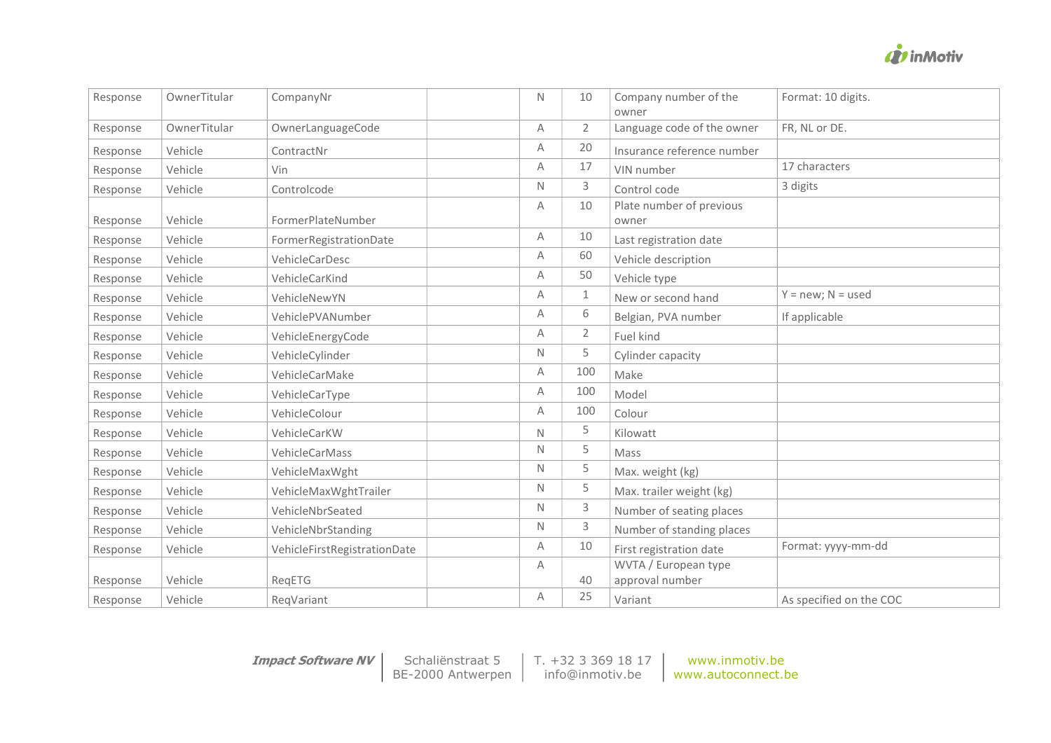| Response | OwnerTitular | CompanyNr | | N | 10 | Company number of the owner | Format: 10 digits. |
|---|---|---|---|---|---|---|---|
| Response | OwnerTitular | OwnerLanguageCode | | A | 2 | Language code of the owner | FR, NL or DE. |
| Response | Vehicle | ContractNr | | A | 20 | Insurance reference number | |
| Response | Vehicle | Vin | | A | 17 | VIN number | 17 characters |
| Response | Vehicle | Controlcode | | N | 3 | Control code | 3 digits |
| Response | Vehicle | FormerPlateNumber | | A | 10 | Plate number of previous owner | |
| Response | Vehicle | FormerRegistrationDate | | A | 10 | Last registration date | |
| Response | Vehicle | VehicleCarDesc | | A | 60 | Vehicle description | |
| Response | Vehicle | VehicleCarKind | | A | 50 | Vehicle type | |
| Response | Vehicle | VehicleNewYN | | A | 1 | New or second hand | Y = new; N = used |
| Response | Vehicle | VehiclePVANumber | | A | 6 | Belgian, PVA number | If applicable |
| Response | Vehicle | VehicleEnergyCode | | A | 2 | Fuel kind | |
| Response | Vehicle | VehicleCylinder | | N | 5 | Cylinder capacity | |
| Response | Vehicle | VehicleCarMake | | A | 100 | Make | |
| Response | Vehicle | VehicleCarType | | A | 100 | Model | |
| Response | Vehicle | VehicleColour | | A | 100 | Colour | |
| Response | Vehicle | VehicleCarKW | | N | 5 | Kilowatt | |
| Response | Vehicle | VehicleCarMass | | N | 5 | Mass | |
| Response | Vehicle | VehicleMaxWght | | N | 5 | Max. weight (kg) | |
| Response | Vehicle | VehicleMaxWghtTrailer | | N | 5 | Max. trailer weight (kg) | |
| Response | Vehicle | VehicleNbrSeated | | N | 3 | Number of seating places | |
| Response | Vehicle | VehicleNbrStanding | | N | 3 | Number of standing places | |
| Response | Vehicle | VehicleFirstRegistrationDate | | A | 10 | First registration date | Format: yyyy-mm-dd |
| Response | Vehicle | ReqETG | | A | 40 | WVTA / European type approval number | |
| Response | Vehicle | ReqVariant | | A | 25 | Variant | As specified on the COC |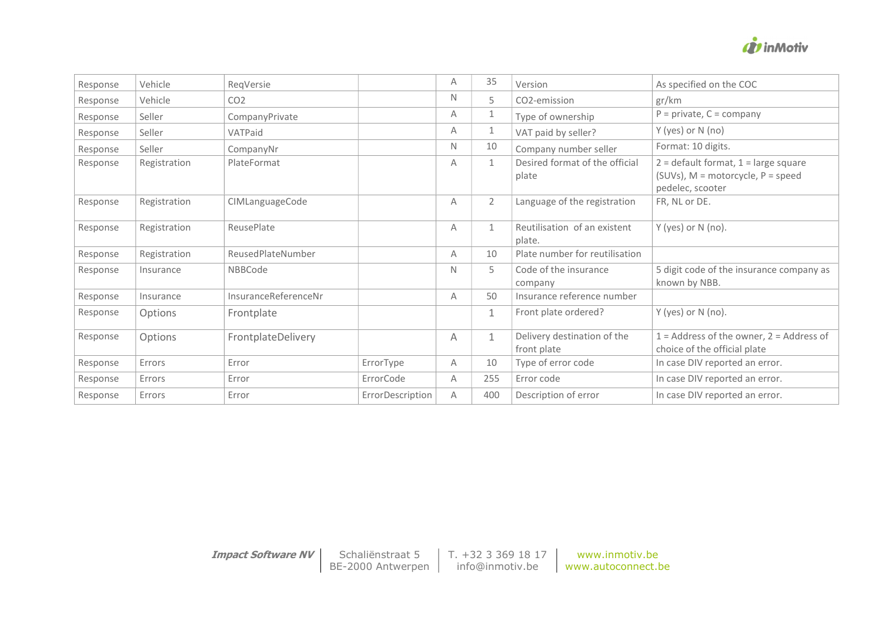| | | | | | | | |
|---|---|---|---|---|---|---|---|
| Response | Vehicle | ReqVersie | | A | 35 | Version | As specified on the COC |
| Response | Vehicle | CO2 | | N | 5 | CO2-emission | gr/km |
| Response | Seller | CompanyPrivate | | A | 1 | Type of ownership | P = private, C = company |
| Response | Seller | VATPaid | | A | 1 | VAT paid by seller? | Y (yes) or N (no) |
| Response | Seller | CompanyNr | | N | 10 | Company number seller | Format: 10 digits. |
| Response | Registration | PlateFormat | | A | 1 | Desired format of the official plate | 2 = default format, 1 = large square (SUVs), M = motorcycle, P = speed pedelec, scooter |
| Response | Registration | CIMLanguageCode | | A | 2 | Language of the registration | FR, NL or DE. |
| Response | Registration | ReusePlate | | A | 1 | Reutilisation of an existent plate. | Y (yes) or N (no). |
| Response | Registration | ReusedPlateNumber | | A | 10 | Plate number for reutilisation | |
| Response | Insurance | NBBCode | | N | 5 | Code of the insurance company | 5 digit code of the insurance company as known by NBB. |
| Response | Insurance | InsuranceReferenceNr | | A | 50 | Insurance reference number | |
| Response | Options | Frontplate | | | 1 | Front plate ordered? | Y (yes) or N (no). |
| Response | Options | FrontplateDelivery | | A | 1 | Delivery destination of the front plate | 1 = Address of the owner, 2 = Address of choice of the official plate |
| Response | Errors | Error | ErrorType | A | 10 | Type of error code | In case DIV reported an error. |
| Response | Errors | Error | ErrorCode | A | 255 | Error code | In case DIV reported an error. |
| Response | Errors | Error | ErrorDescription | A | 400 | Description of error | In case DIV reported an error. |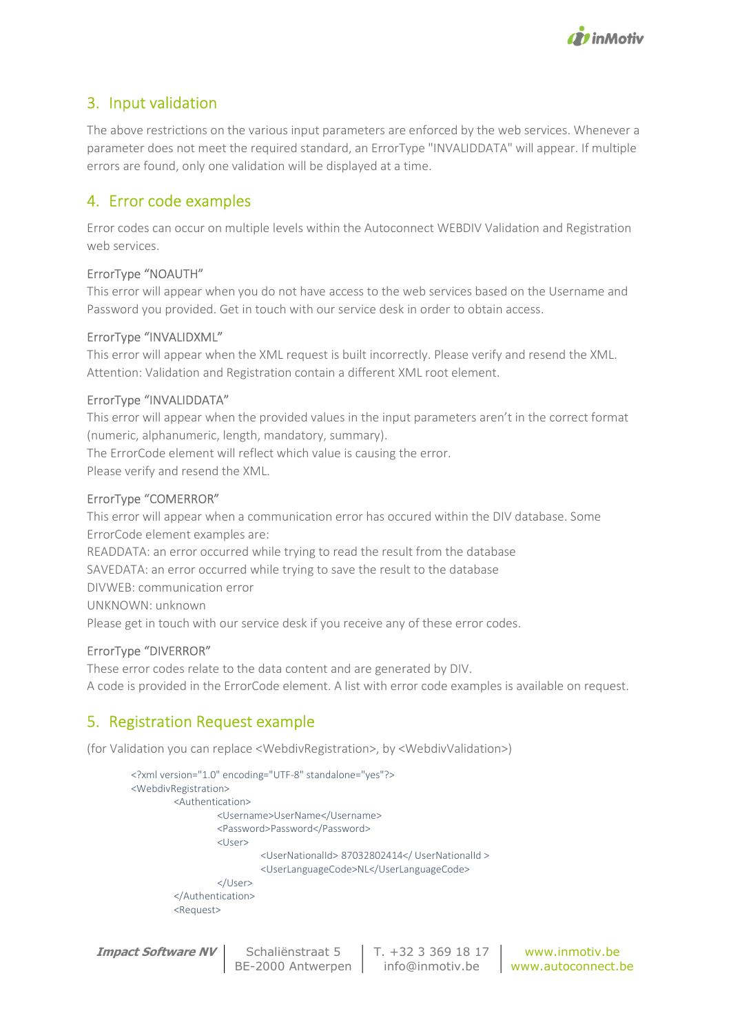## 3. Input validation

The above restrictions on the various input parameters are enforced by the web services. Whenever a parameter does not meet the required standard, an ErrorType "INVALIDDATA" will appear. If multiple errors are found, only one validation will be displayed at a time.

## 4. Error code examples

Error codes can occur on multiple levels within the Autoconnect WEBDIV Validation and Registration web services.

### ErrorType “NOAUTH”

This error will appear when you do not have access to the web services based on the Username and Password you provided. Get in touch with our service desk in order to obtain access.

### ErrorType “INVALIDXML”

This error will appear when the XML request is built incorrectly. Please verify and resend the XML.
Attention: Validation and Registration contain a different XML root element.

### ErrorType “INVALIDDATA”

This error will appear when the provided values in the input parameters aren’t in the correct format (numeric, alphanumeric, length, mandatory, summary).
The ErrorCode element will reflect which value is causing the error.
Please verify and resend the XML.

### ErrorType “COMERROR”

This error will appear when a communication error has occured within the DIV database. Some ErrorCode element examples are:
READDATA: an error occurred while trying to read the result from the database
SAVEDATA: an error occurred while trying to save the result to the database
DIVWEB: communication error
UNKNOWN: unknown
Please get in touch with our service desk if you receive any of these error codes.

### ErrorType “DIVERROR”

These error codes relate to the data content and are generated by DIV.
A code is provided in the ErrorCode element. A list with error code examples is available on request.

## 5. Registration Request example

(for Validation you can replace <WebdivRegistration>, by <WebdivValidation>)

```
<?xml version="1.0" encoding="UTF-8" standalone="yes"?>
<WebdivRegistration>
    <Authentication>
        <Username>UserName</Username>
        <Password>Password</Password>
        <User>
            <UserNationalId> 87032802414</ UserNationalId >
            <UserLanguageCode>NL</UserLanguageCode>
        </User>
    </Authentication>
    <Request>
```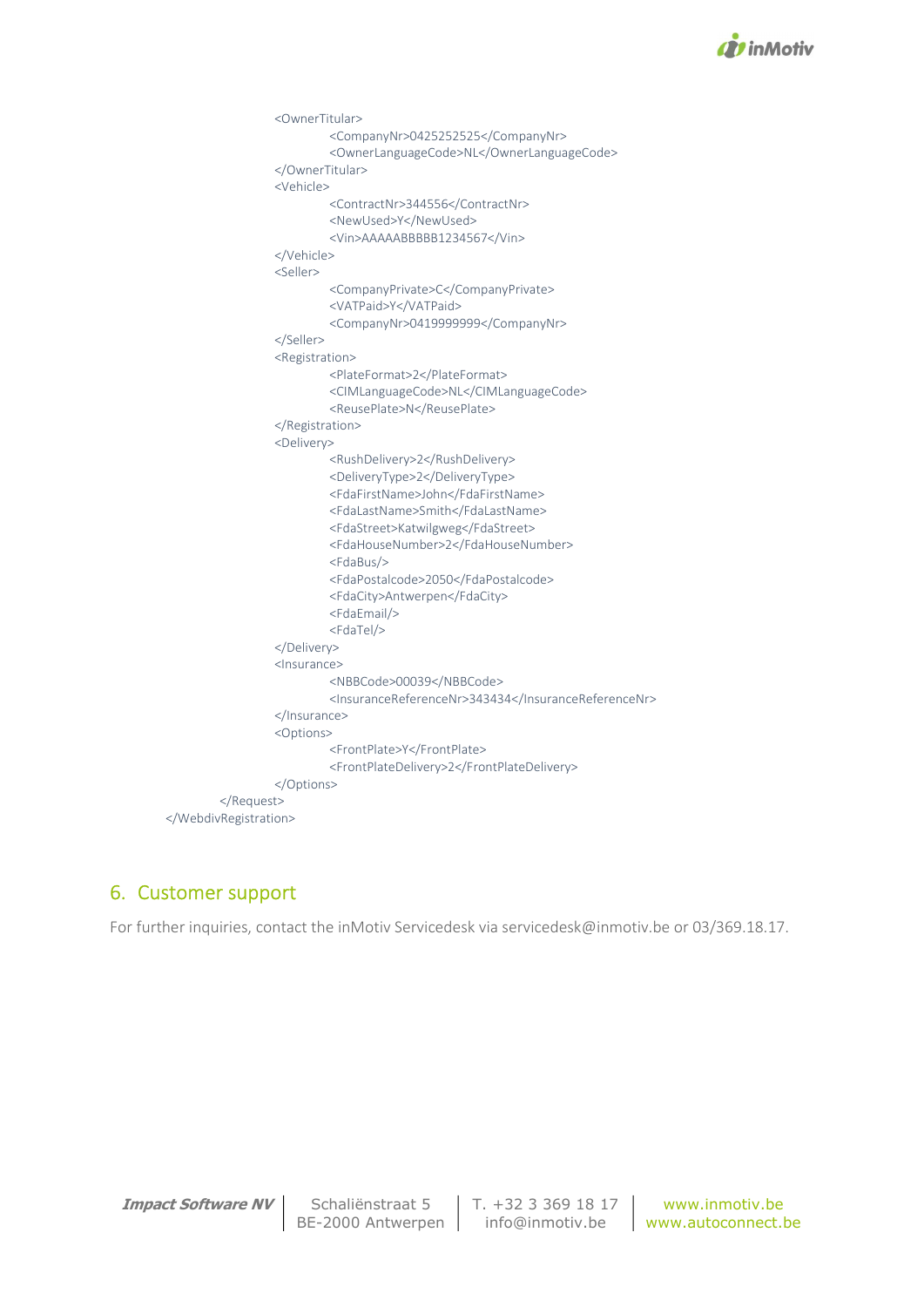```
            <OwnerTitular>
                <CompanyNr>0425252525</CompanyNr>
                <OwnerLanguageCode>NL</OwnerLanguageCode>
            </OwnerTitular>
            <Vehicle>
                <ContractNr>344556</ContractNr>
                <NewUsed>Y</NewUsed>
                <Vin>AAAAABBBBB1234567</Vin>
            </Vehicle>
            <Seller>
                <CompanyPrivate>C</CompanyPrivate>
                <VATPaid>Y</VATPaid>
                <CompanyNr>0419999999</CompanyNr>
            </Seller>
            <Registration>
                <PlateFormat>2</PlateFormat>
                <CIMLanguageCode>NL</CIMLanguageCode>
                <ReusePlate>N</ReusePlate>
            </Registration>
            <Delivery>
                <RushDelivery>2</RushDelivery>
                <DeliveryType>2</DeliveryType>
                <FdaFirstName>John</FdaFirstName>
                <FdaLastName>Smith</FdaLastName>
                <FdaStreet>Katwilgweg</FdaStreet>
                <FdaHouseNumber>2</FdaHouseNumber>
                <FdaBus/>
                <FdaPostalcode>2050</FdaPostalcode>
                <FdaCity>Antwerpen</FdaCity>
                <FdaEmail/>
                <FdaTel/>
            </Delivery>
            <Insurance>
                <NBBCode>00039</NBBCode>
                <InsuranceReferenceNr>343434</InsuranceReferenceNr>
            </Insurance>
            <Options>
                <FrontPlate>Y</FrontPlate>
                <FrontPlateDelivery>2</FrontPlateDelivery>
            </Options>
        </Request>
</WebdivRegistration>
```

## 6. Customer support

For further inquiries, contact the inMotiv Servicedesk via servicedesk@inmotiv.be or 03/369.18.17.